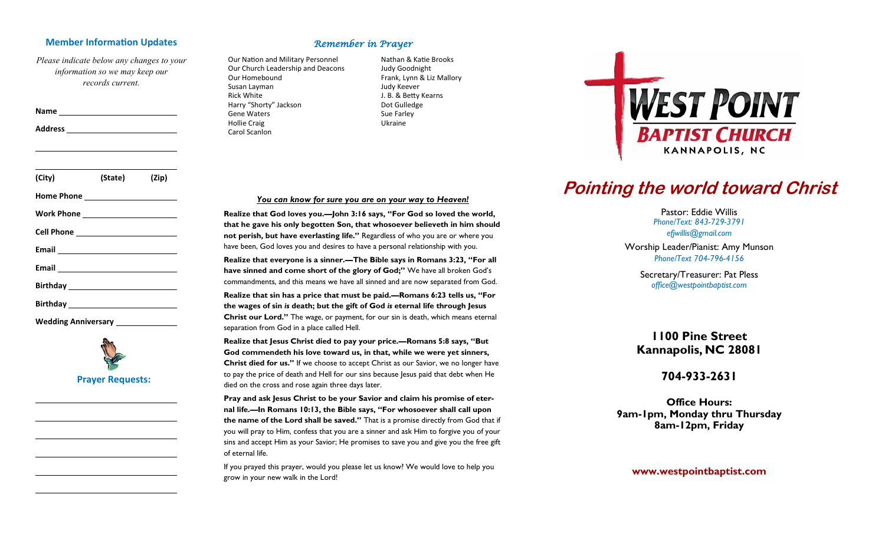## Member Information Updates

*Please indicate below any changes to your information so we may keep our records current.*

**Name** ____________________

**Address** ____________________

____________________

____________________

**(City)** **(State)** **(Zip)**

**Home Phone** ____________________

**Work Phone** ____________________

**Cell Phone** ____________________

**Email** ____________________

**Email** ____________________

**Birthday** ____________________

**Birthday** ____________________

**Wedding Anniversary** ____________________

**Prayer Requests:**

____________________

____________________

____________________

____________________

____________________

____________________

## *Remember in Prayer*

- Our Nation and Military Personnel
- Our Church Leadership and Deacons
- Our Homebound
- Susan Layman
- Rick White
- Harry "Shorty" Jackson
- Gene Waters
- Hollie Craig
- Carol Scanlon
- Nathan & Katie Brooks
- Judy Goodnight
- Frank, Lynn & Liz Mallory
- Judy Keever
- J. B. & Betty Kearns
- Dot Gulledge
- Sue Farley
- Ukraine

***You can know for sure you are on your way to Heaven!***

**Realize that God loves you.—John 3:16 says, "For God so loved the world, that he gave his only begotten Son, that whosoever believeth in him should not perish, but have everlasting life."** Regardless of who you are or where you have been, God loves you and desires to have a personal relationship with you.

**Realize that everyone is a sinner.—The Bible says in Romans 3:23, "For all have sinned and come short of the glory of God;"** We have all broken God's commandments, and this means we have all sinned and are now separated from God.

**Realize that sin has a price that must be paid.—Romans 6:23 tells us, "For the wages of sin *is* death; but the gift of God *is* eternal life through Jesus Christ our Lord."** The wage, or payment, for our sin is death, which means eternal separation from God in a place called Hell.

**Realize that Jesus Christ died to pay your price.—Romans 5:8 says, "But God commendeth his love toward us, in that, while we were yet sinners, Christ died for us."** If we choose to accept Christ as our Savior, we no longer have to pay the price of death and Hell for our sins because Jesus paid that debt when He died on the cross and rose again three days later.

**Pray and ask Jesus Christ to be your Savior and claim his promise of eternal life.—In Romans 10:13, the Bible says, "For whosoever shall call upon the name of the Lord shall be saved."** That is a promise directly from God that if you will pray to Him, confess that you are a sinner and ask Him to forgive you of your sins and accept Him as your Savior; He promises to save you and give you the free gift of eternal life.

If you prayed this prayer, would you please let us know? We would love to help you grow in your new walk in the Lord!

# WEST POINT BAPTIST CHURCH
KANNAPOLIS, NC

# *Pointing the world toward Christ*

Pastor: Eddie Willis
*Phone/Text: 843-729-3791*
*efjwillis@gmail.com*

Worship Leader/Pianist: Amy Munson
*Phone/Text 704-796-4156*

Secretary/Treasurer: Pat Pless
*office@westpointbaptist.com*

**1100 Pine Street**
**Kannapolis, NC 28081**

**704-933-2631**

**Office Hours:**
**9am-1pm, Monday thru Thursday**
**8am-12pm, Friday**

**www.westpointbaptist.com**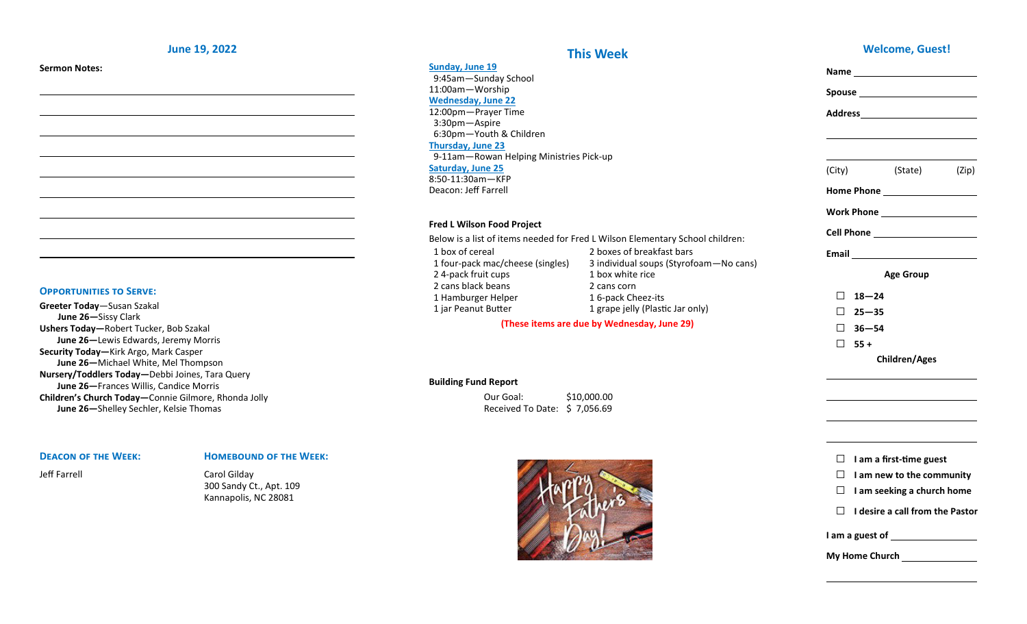## June 19, 2022

**Sermon Notes:**

### Opportunities to Serve:

**Greeter Today**—Susan Szakal
**June 26—**Sissy Clark
**Ushers Today—**Robert Tucker, Bob Szakal
**June 26—**Lewis Edwards, Jeremy Morris
**Security Today—**Kirk Argo, Mark Casper
**June 26—**Michael White, Mel Thompson
**Nursery/Toddlers Today—**Debbi Joines, Tara Query
**June 26—**Frances Willis, Candice Morris
**Children's Church Today—**Connie Gilmore, Rhonda Jolly
**June 26—**Shelley Sechler, Kelsie Thomas

### Deacon of the Week:

Jeff Farrell

### Homebound of the Week:

Carol Gilday
300 Sandy Ct., Apt. 109
Kannapolis, NC 28081

## This Week

**Sunday, June 19**
9:45am—Sunday School
11:00am—Worship
**Wednesday, June 22**
12:00pm—Prayer Time
3:30pm—Aspire
6:30pm—Youth & Children
**Thursday, June 23**
9-11am—Rowan Helping Ministries Pick-up
**Saturday, June 25**
8:50-11:30am—KFP
Deacon: Jeff Farrell

**Fred L Wilson Food Project**

Below is a list of items needed for Fred L Wilson Elementary School children:

| | |
|---|---|
| 1 box of cereal | 2 boxes of breakfast bars |
| 1 four-pack mac/cheese (singles) | 3 individual soups (Styrofoam—No cans) |
| 2 4-pack fruit cups | 1 box white rice |
| 2 cans black beans | 2 cans corn |
| 1 Hamburger Helper | 1 6-pack Cheez-its |
| 1 jar Peanut Butter | 1 grape jelly (Plastic Jar only) |

**(These items are due by Wednesday, June 29)**

**Building Fund Report**

Our Goal: $10,000.00
Received To Date: $ 7,056.69

## Welcome, Guest!

**Name** ____________________

**Spouse** ____________________

**Address** ____________________

____________________

(City) (State) (Zip)

**Home Phone** ____________________

**Work Phone** ____________________

**Cell Phone** ____________________

**Email** ____________________

**Age Group**

- ☐ **18—24**
- ☐ **25—35**
- ☐ **36—54**
- ☐ **55 +**

**Children/Ages**

____________________

- ☐ **I am a first-time guest**
- ☐ **I am new to the community**
- ☐ **I am seeking a church home**
- ☐ **I desire a call from the Pastor**

**I am a guest of** ____________________

**My Home Church** ____________________